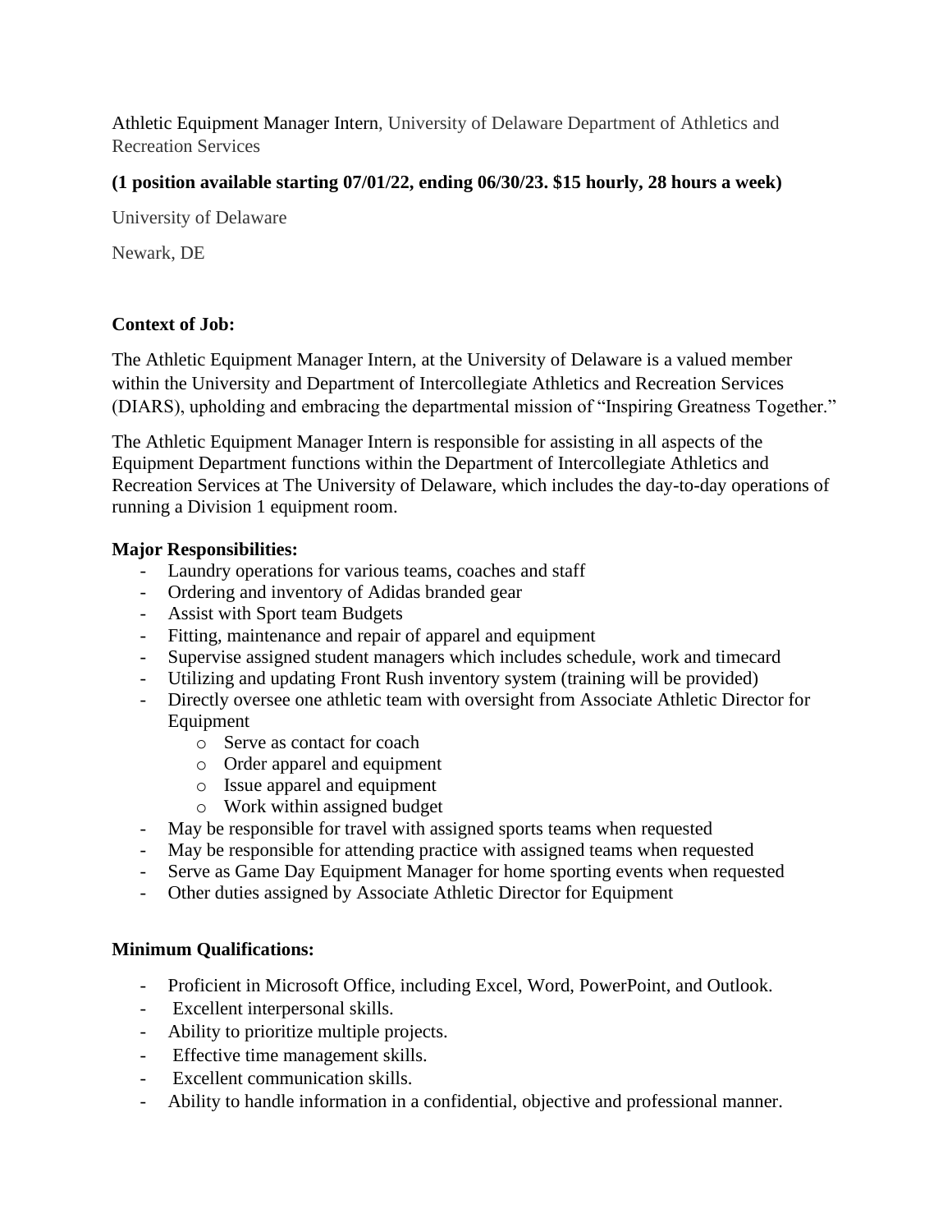Athletic Equipment Manager Intern, University of Delaware Department of Athletics and Recreation Services

**(1 position available starting 07/01/22, ending 06/30/23. $15 hourly, 28 hours a week)**

University of Delaware

Newark, DE

**Context of Job:**

The Athletic Equipment Manager Intern, at the University of Delaware is a valued member within the University and Department of Intercollegiate Athletics and Recreation Services (DIARS), upholding and embracing the departmental mission of "Inspiring Greatness Together."

The Athletic Equipment Manager Intern is responsible for assisting in all aspects of the Equipment Department functions within the Department of Intercollegiate Athletics and Recreation Services at The University of Delaware, which includes the day-to-day operations of running a Division 1 equipment room.

**Major Responsibilities:**

- Laundry operations for various teams, coaches and staff
- Ordering and inventory of Adidas branded gear
- Assist with Sport team Budgets
- Fitting, maintenance and repair of apparel and equipment
- Supervise assigned student managers which includes schedule, work and timecard
- Utilizing and updating Front Rush inventory system (training will be provided)
- Directly oversee one athletic team with oversight from Associate Athletic Director for Equipment
  - Serve as contact for coach
  - Order apparel and equipment
  - Issue apparel and equipment
  - Work within assigned budget
- May be responsible for travel with assigned sports teams when requested
- May be responsible for attending practice with assigned teams when requested
- Serve as Game Day Equipment Manager for home sporting events when requested
- Other duties assigned by Associate Athletic Director for Equipment

**Minimum Qualifications:**

- Proficient in Microsoft Office, including Excel, Word, PowerPoint, and Outlook.
- Excellent interpersonal skills.
- Ability to prioritize multiple projects.
- Effective time management skills.
- Excellent communication skills.
- Ability to handle information in a confidential, objective and professional manner.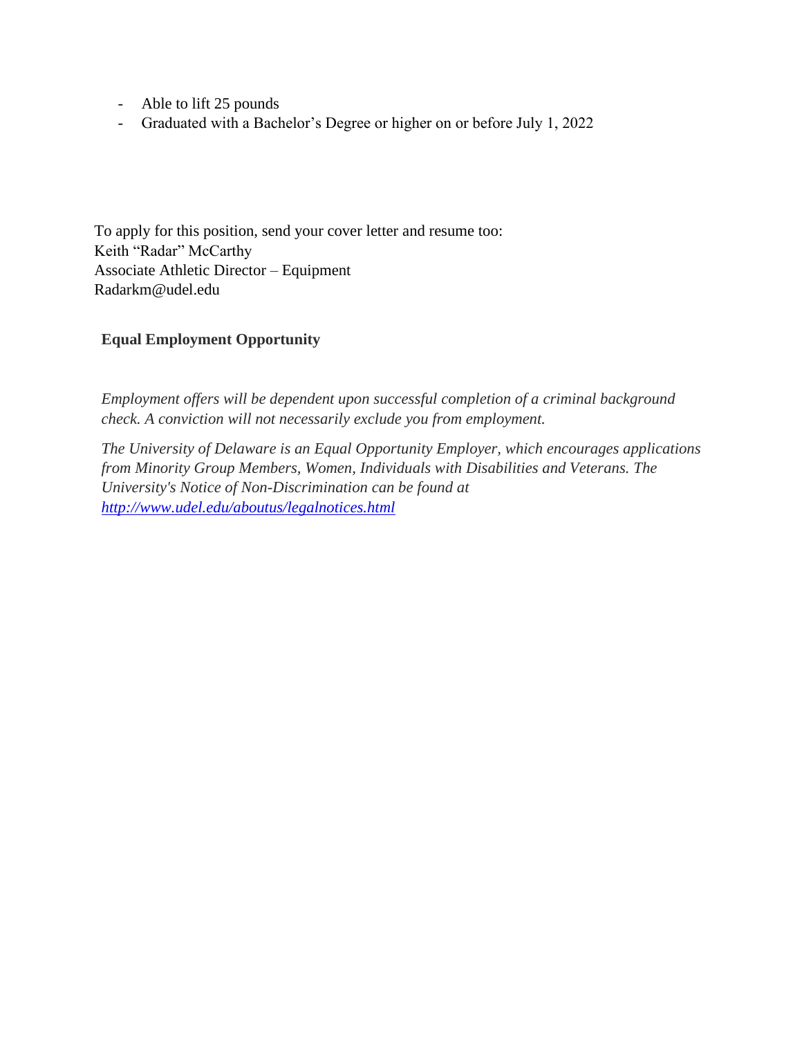- Able to lift 25 pounds
- Graduated with a Bachelor's Degree or higher on or before July 1, 2022

To apply for this position, send your cover letter and resume too:
Keith "Radar" McCarthy
Associate Athletic Director – Equipment
Radarkm@udel.edu

**Equal Employment Opportunity**

*Employment offers will be dependent upon successful completion of a criminal background check. A conviction will not necessarily exclude you from employment.*

*The University of Delaware is an Equal Opportunity Employer, which encourages applications from Minority Group Members, Women, Individuals with Disabilities and Veterans. The University's Notice of Non-Discrimination can be found at [http://www.udel.edu/aboutus/legalnotices.html](http://www.udel.edu/aboutus/legalnotices.html)*